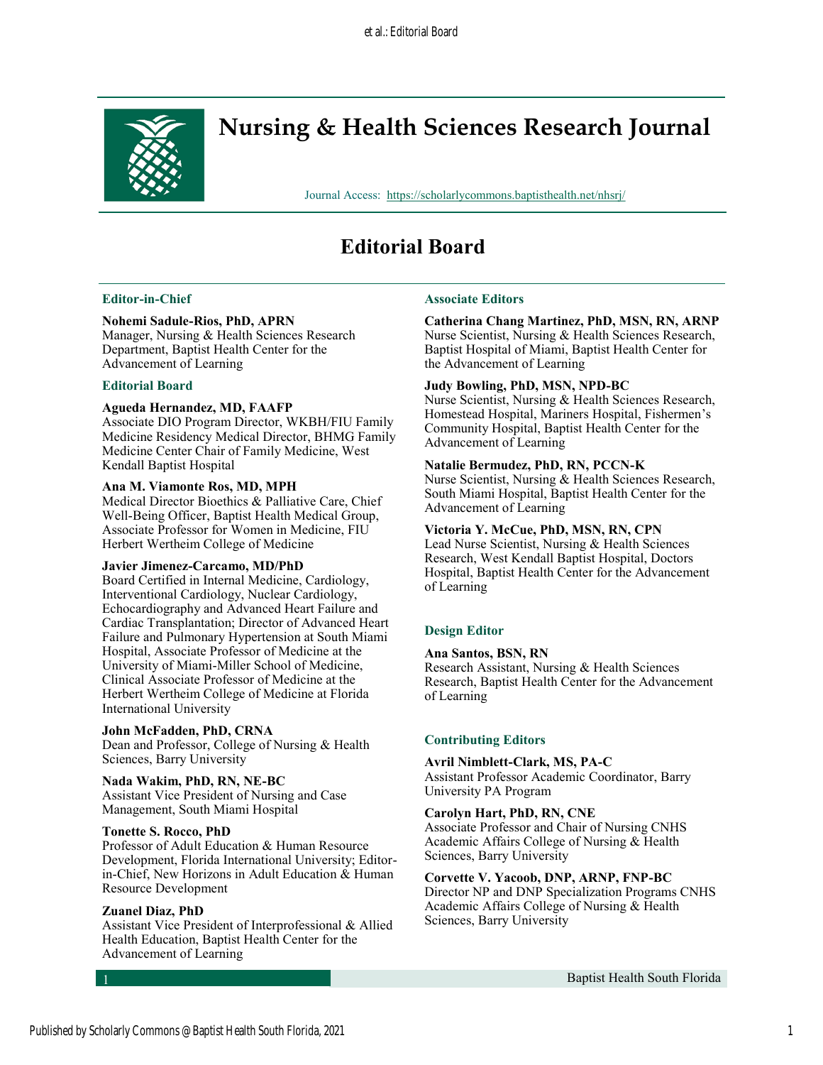# Nursing & Health Sciences Research Journal

Journal Access: https://scholarlycommons.baptisthealth.net/nhsrj/

## Editorial Board

### Editor-in-Chief

**Nohemi Sadule-Rios, PhD, APRN**
Manager, Nursing & Health Sciences Research Department, Baptist Health Center for the Advancement of Learning

### Editorial Board

**Agueda Hernandez, MD, FAAFP**
Associate DIO Program Director, WKBH/FIU Family Medicine Residency Medical Director, BHMG Family Medicine Center Chair of Family Medicine, West Kendall Baptist Hospital

**Ana M. Viamonte Ros, MD, MPH**
Medical Director Bioethics & Palliative Care, Chief Well-Being Officer, Baptist Health Medical Group, Associate Professor for Women in Medicine, FIU Herbert Wertheim College of Medicine

**Javier Jimenez-Carcamo, MD/PhD**
Board Certified in Internal Medicine, Cardiology, Interventional Cardiology, Nuclear Cardiology, Echocardiography and Advanced Heart Failure and Cardiac Transplantation; Director of Advanced Heart Failure and Pulmonary Hypertension at South Miami Hospital, Associate Professor of Medicine at the University of Miami-Miller School of Medicine, Clinical Associate Professor of Medicine at the Herbert Wertheim College of Medicine at Florida International University

**John McFadden, PhD, CRNA**
Dean and Professor, College of Nursing & Health Sciences, Barry University

**Nada Wakim, PhD, RN, NE-BC**
Assistant Vice President of Nursing and Case Management, South Miami Hospital

**Tonette S. Rocco, PhD**
Professor of Adult Education & Human Resource Development, Florida International University; Editor-in-Chief, New Horizons in Adult Education & Human Resource Development

**Zuanel Diaz, PhD**
Assistant Vice President of Interprofessional & Allied Health Education, Baptist Health Center for the Advancement of Learning

### Associate Editors

**Catherina Chang Martinez, PhD, MSN, RN, ARNP**
Nurse Scientist, Nursing & Health Sciences Research, Baptist Hospital of Miami, Baptist Health Center for the Advancement of Learning

**Judy Bowling, PhD, MSN, NPD-BC**
Nurse Scientist, Nursing & Health Sciences Research, Homestead Hospital, Mariners Hospital, Fishermen's Community Hospital, Baptist Health Center for the Advancement of Learning

**Natalie Bermudez, PhD, RN, PCCN-K**
Nurse Scientist, Nursing & Health Sciences Research, South Miami Hospital, Baptist Health Center for the Advancement of Learning

**Victoria Y. McCue, PhD, MSN, RN, CPN**
Lead Nurse Scientist, Nursing & Health Sciences Research, West Kendall Baptist Hospital, Doctors Hospital, Baptist Health Center for the Advancement of Learning

### Design Editor

**Ana Santos, BSN, RN**
Research Assistant, Nursing & Health Sciences Research, Baptist Health Center for the Advancement of Learning

### Contributing Editors

**Avril Nimblett-Clark, MS, PA-C**
Assistant Professor Academic Coordinator, Barry University PA Program

**Carolyn Hart, PhD, RN, CNE**
Associate Professor and Chair of Nursing CNHS Academic Affairs College of Nursing & Health Sciences, Barry University

**Corvette V. Yacoob, DNP, ARNP, FNP-BC**
Director NP and DNP Specialization Programs CNHS Academic Affairs College of Nursing & Health Sciences, Barry University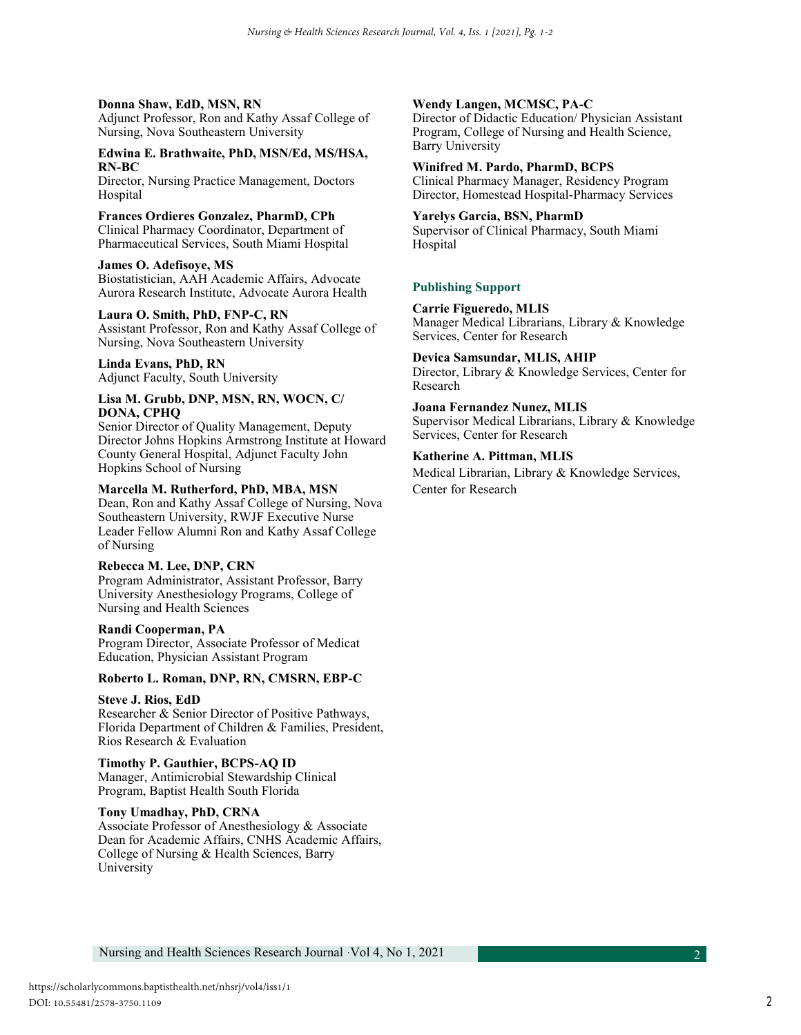**Donna Shaw, EdD, MSN, RN**
Adjunct Professor, Ron and Kathy Assaf College of Nursing, Nova Southeastern University

**Edwina E. Brathwaite, PhD, MSN/Ed, MS/HSA, RN-BC**
Director, Nursing Practice Management, Doctors Hospital

**Frances Ordieres Gonzalez, PharmD, CPh**
Clinical Pharmacy Coordinator, Department of Pharmaceutical Services, South Miami Hospital

**James O. Adefisoye, MS**
Biostatistician, AAH Academic Affairs, Advocate Aurora Research Institute, Advocate Aurora Health

**Laura O. Smith, PhD, FNP-C, RN**
Assistant Professor, Ron and Kathy Assaf College of Nursing, Nova Southeastern University

**Linda Evans, PhD, RN**
Adjunct Faculty, South University

**Lisa M. Grubb, DNP, MSN, RN, WOCN, C/DONA, CPHQ**
Senior Director of Quality Management, Deputy Director Johns Hopkins Armstrong Institute at Howard County General Hospital, Adjunct Faculty John Hopkins School of Nursing

**Marcella M. Rutherford, PhD, MBA, MSN**
Dean, Ron and Kathy Assaf College of Nursing, Nova Southeastern University, RWJF Executive Nurse Leader Fellow Alumni Ron and Kathy Assaf College of Nursing

**Rebecca M. Lee, DNP, CRN**
Program Administrator, Assistant Professor, Barry University Anesthesiology Programs, College of Nursing and Health Sciences

**Randi Cooperman, PA**
Program Director, Associate Professor of Medicat Education, Physician Assistant Program

**Roberto L. Roman, DNP, RN, CMSRN, EBP-C**

**Steve J. Rios, EdD**
Researcher & Senior Director of Positive Pathways, Florida Department of Children & Families, President, Rios Research & Evaluation

**Timothy P. Gauthier, BCPS-AQ ID**
Manager, Antimicrobial Stewardship Clinical Program, Baptist Health South Florida

**Tony Umadhay, PhD, CRNA**
Associate Professor of Anesthesiology & Associate Dean for Academic Affairs, CNHS Academic Affairs, College of Nursing & Health Sciences, Barry University

**Wendy Langen, MCMSC, PA-C**
Director of Didactic Education/ Physician Assistant Program, College of Nursing and Health Science, Barry University

**Winifred M. Pardo, PharmD, BCPS**
Clinical Pharmacy Manager, Residency Program Director, Homestead Hospital-Pharmacy Services

**Yarelys Garcia, BSN, PharmD**
Supervisor of Clinical Pharmacy, South Miami Hospital

## Publishing Support

**Carrie Figueredo, MLIS**
Manager Medical Librarians, Library & Knowledge Services, Center for Research

**Devica Samsundar, MLIS, AHIP**
Director, Library & Knowledge Services, Center for Research

**Joana Fernandez Nunez, MLIS**
Supervisor Medical Librarians, Library & Knowledge Services, Center for Research

**Katherine A. Pittman, MLIS**
Medical Librarian, Library & Knowledge Services, Center for Research

https://scholarlycommons.baptisthealth.net/nhsrj/vol4/iss1/1
DOI: 10.55481/2578-3750.1109